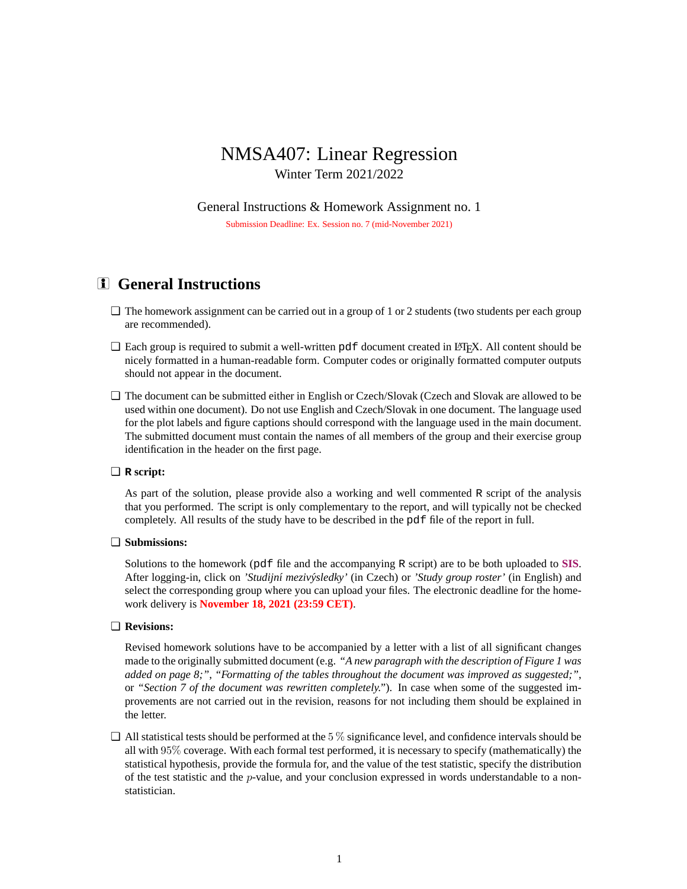# NMSA407: Linear Regression

Winter Term 2021/2022

General Instructions & Homework Assignment no. 1

Submission Deadline: Ex. Session no. 7 (mid-November 2021)

## General Instructions

- The homework assignment can be carried out in a group of 1 or 2 students (two students per each group are recommended).

- Each group is required to submit a well-written pdf document created in LaTeX. All content should be nicely formatted in a human-readable form. Computer codes or originally formatted computer outputs should not appear in the document.

- The document can be submitted either in English or Czech/Slovak (Czech and Slovak are allowed to be used within one document). Do not use English and Czech/Slovak in one document. The language used for the plot labels and figure captions should correspond with the language used in the main document. The submitted document must contain the names of all members of the group and their exercise group identification in the header on the first page.

- **R script:**

  As part of the solution, please provide also a working and well commented R script of the analysis that you performed. The script is only complementary to the report, and will typically not be checked completely. All results of the study have to be described in the pdf file of the report in full.

- **Submissions:**

  Solutions to the homework (pdf file and the accompanying R script) are to be both uploaded to **SIS**. After logging-in, click on *'Studijní mezivýsledky'* (in Czech) or *'Study group roster'* (in English) and select the corresponding group where you can upload your files. The electronic deadline for the homework delivery is **November 18, 2021 (23:59 CET)**.

- **Revisions:**

  Revised homework solutions have to be accompanied by a letter with a list of all significant changes made to the originally submitted document (e.g. *"A new paragraph with the description of Figure 1 was added on page 8;"*, *"Formatting of the tables throughout the document was improved as suggested;"*, or *"Section 7 of the document was rewritten completely."*). In case when some of the suggested improvements are not carried out in the revision, reasons for not including them should be explained in the letter.

- All statistical tests should be performed at the $5\,\%$ significance level, and confidence intervals should be all with $95\%$ coverage. With each formal test performed, it is necessary to specify (mathematically) the statistical hypothesis, provide the formula for, and the value of the test statistic, specify the distribution of the test statistic and the $p$-value, and your conclusion expressed in words understandable to a non-statistician.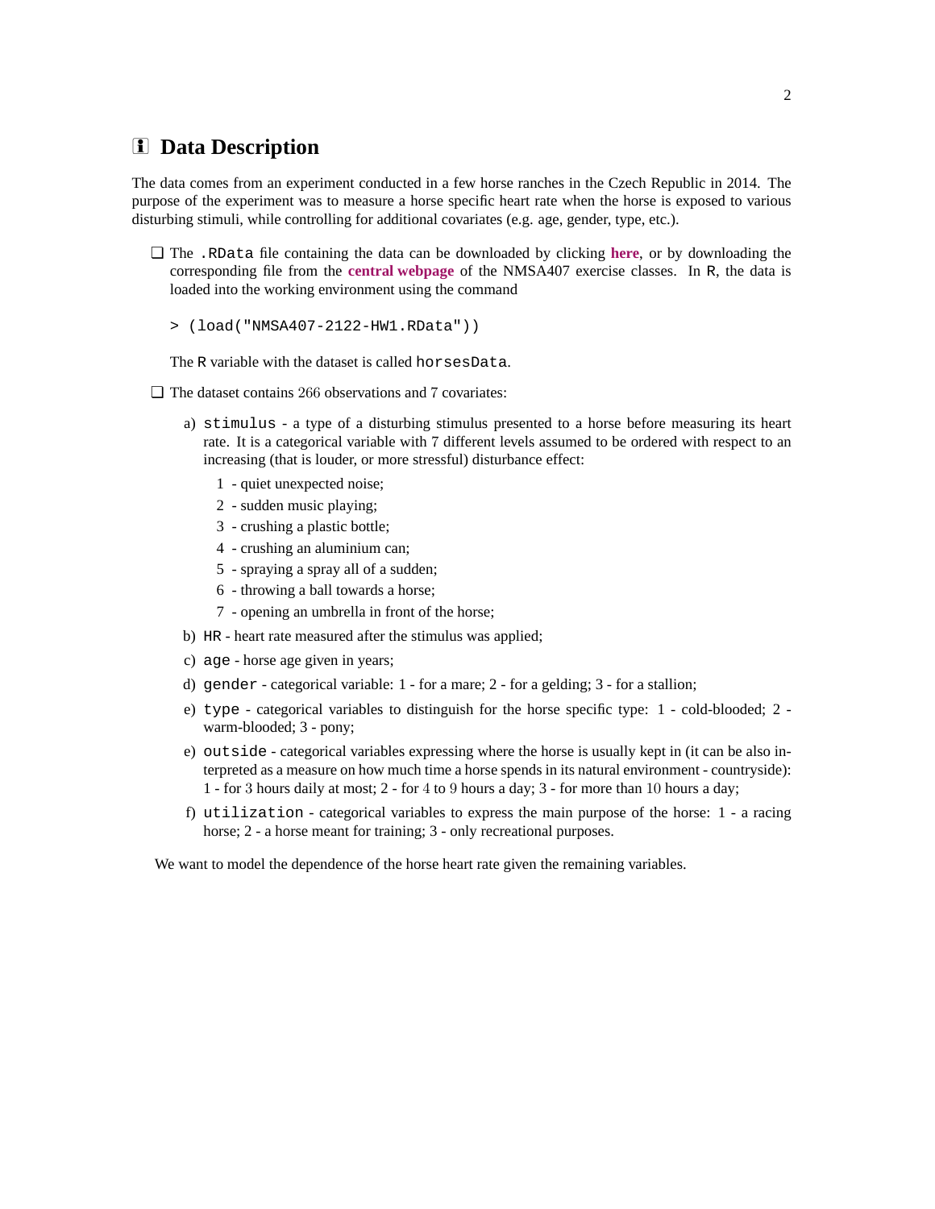## Data Description

The data comes from an experiment conducted in a few horse ranches in the Czech Republic in 2014. The purpose of the experiment was to measure a horse specific heart rate when the horse is exposed to various disturbing stimuli, while controlling for additional covariates (e.g. age, gender, type, etc.).

- The `.RData` file containing the data can be downloaded by clicking **here**, or by downloading the corresponding file from the **central webpage** of the NMSA407 exercise classes. In R, the data is loaded into the working environment using the command

```
> (load("NMSA407-2122-HW1.RData"))
```

  The R variable with the dataset is called `horsesData`.

- The dataset contains 266 observations and 7 covariates:

  a) `stimulus` - a type of a disturbing stimulus presented to a horse before measuring its heart rate. It is a categorical variable with 7 different levels assumed to be ordered with respect to an increasing (that is louder, or more stressful) disturbance effect:
     1 - quiet unexpected noise;
     2 - sudden music playing;
     3 - crushing a plastic bottle;
     4 - crushing an aluminium can;
     5 - spraying a spray all of a sudden;
     6 - throwing a ball towards a horse;
     7 - opening an umbrella in front of the horse;

  b) `HR` - heart rate measured after the stimulus was applied;

  c) `age` - horse age given in years;

  d) `gender` - categorical variable: 1 - for a mare; 2 - for a gelding; 3 - for a stallion;

  e) `type` - categorical variables to distinguish for the horse specific type: 1 - cold-blooded; 2 - warm-blooded; 3 - pony;

  e) `outside` - categorical variables expressing where the horse is usually kept in (it can be also interpreted as a measure on how much time a horse spends in its natural environment - countryside): 1 - for 3 hours daily at most; 2 - for 4 to 9 hours a day; 3 - for more than 10 hours a day;

  f) `utilization` - categorical variables to express the main purpose of the horse: 1 - a racing horse; 2 - a horse meant for training; 3 - only recreational purposes.

We want to model the dependence of the horse heart rate given the remaining variables.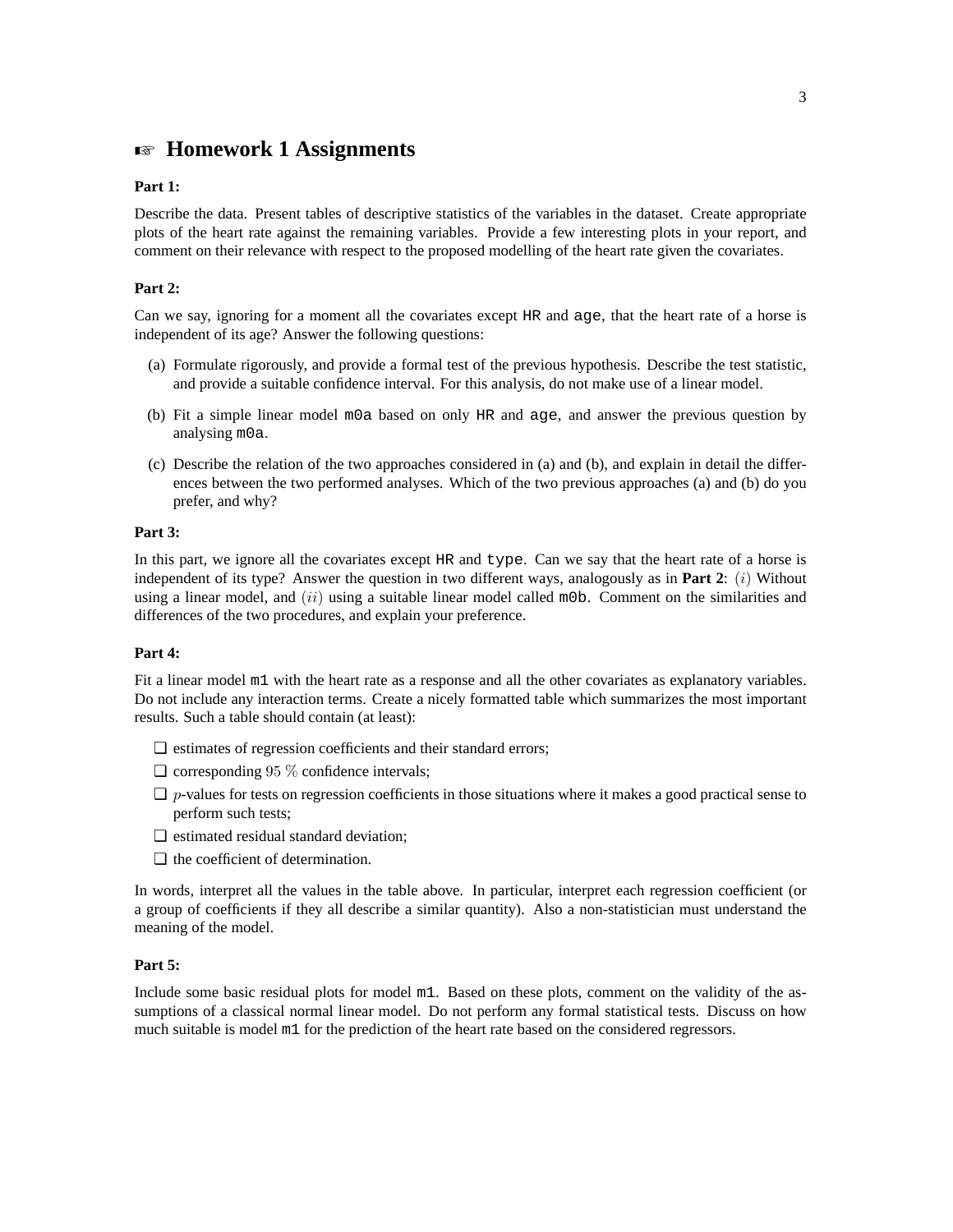## ☞ Homework 1 Assignments

**Part 1:**

Describe the data. Present tables of descriptive statistics of the variables in the dataset. Create appropriate plots of the heart rate against the remaining variables. Provide a few interesting plots in your report, and comment on their relevance with respect to the proposed modelling of the heart rate given the covariates.

**Part 2:**

Can we say, ignoring for a moment all the covariates except `HR` and `age`, that the heart rate of a horse is independent of its age? Answer the following questions:

(a) Formulate rigorously, and provide a formal test of the previous hypothesis. Describe the test statistic, and provide a suitable confidence interval. For this analysis, do not make use of a linear model.

(b) Fit a simple linear model `m0a` based on only `HR` and `age`, and answer the previous question by analysing `m0a`.

(c) Describe the relation of the two approaches considered in (a) and (b), and explain in detail the differences between the two performed analyses. Which of the two previous approaches (a) and (b) do you prefer, and why?

**Part 3:**

In this part, we ignore all the covariates except `HR` and `type`. Can we say that the heart rate of a horse is independent of its type? Answer the question in two different ways, analogously as in **Part 2**: $(i)$ Without using a linear model, and $(ii)$ using a suitable linear model called `m0b`. Comment on the similarities and differences of the two procedures, and explain your preference.

**Part 4:**

Fit a linear model `m1` with the heart rate as a response and all the other covariates as explanatory variables. Do not include any interaction terms. Create a nicely formatted table which summarizes the most important results. Such a table should contain (at least):

- ❑ estimates of regression coefficients and their standard errors;
- ❑ corresponding $95\ \%$ confidence intervals;
- ❑ $p$-values for tests on regression coefficients in those situations where it makes a good practical sense to perform such tests;
- ❑ estimated residual standard deviation;
- ❑ the coefficient of determination.

In words, interpret all the values in the table above. In particular, interpret each regression coefficient (or a group of coefficients if they all describe a similar quantity). Also a non-statistician must understand the meaning of the model.

**Part 5:**

Include some basic residual plots for model `m1`. Based on these plots, comment on the validity of the assumptions of a classical normal linear model. Do not perform any formal statistical tests. Discuss on how much suitable is model `m1` for the prediction of the heart rate based on the considered regressors.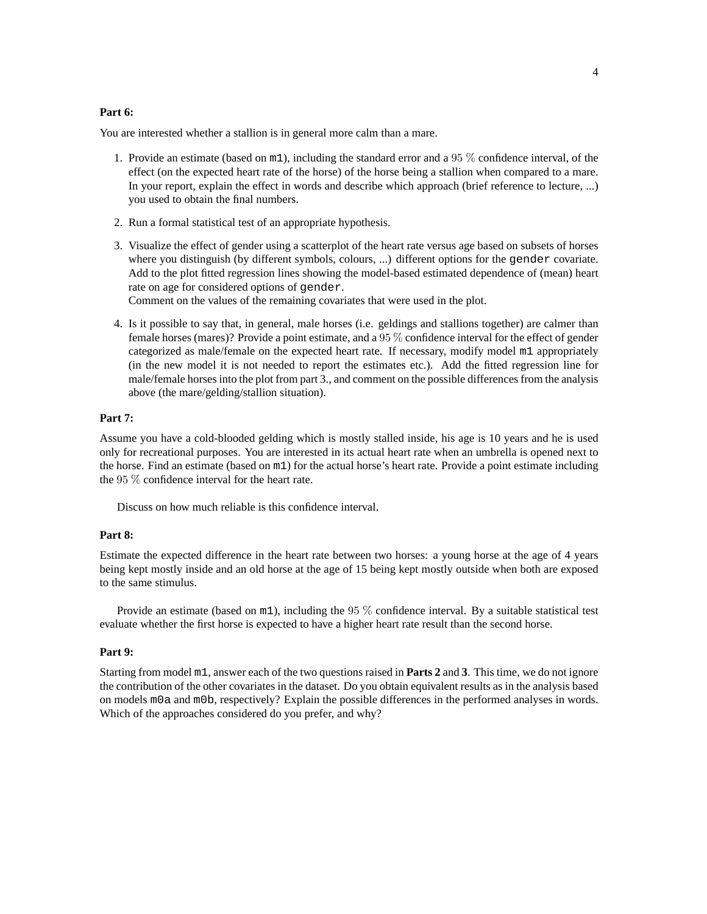**Part 6:**

You are interested whether a stallion is in general more calm than a mare.

1. Provide an estimate (based on `m1`), including the standard error and a $95\ \%$ confidence interval, of the effect (on the expected heart rate of the horse) of the horse being a stallion when compared to a mare. In your report, explain the effect in words and describe which approach (brief reference to lecture, ...) you used to obtain the final numbers.

2. Run a formal statistical test of an appropriate hypothesis.

3. Visualize the effect of gender using a scatterplot of the heart rate versus age based on subsets of horses where you distinguish (by different symbols, colours, ...) different options for the `gender` covariate. Add to the plot fitted regression lines showing the model-based estimated dependence of (mean) heart rate on age for considered options of `gender`.
   Comment on the values of the remaining covariates that were used in the plot.

4. Is it possible to say that, in general, male horses (i.e. geldings and stallions together) are calmer than female horses (mares)? Provide a point estimate, and a $95\ \%$ confidence interval for the effect of gender categorized as male/female on the expected heart rate. If necessary, modify model `m1` appropriately (in the new model it is not needed to report the estimates etc.). Add the fitted regression line for male/female horses into the plot from part 3., and comment on the possible differences from the analysis above (the mare/gelding/stallion situation).

**Part 7:**

Assume you have a cold-blooded gelding which is mostly stalled inside, his age is 10 years and he is used only for recreational purposes. You are interested in its actual heart rate when an umbrella is opened next to the horse. Find an estimate (based on `m1`) for the actual horse's heart rate. Provide a point estimate including the $95\ \%$ confidence interval for the heart rate.

Discuss on how much reliable is this confidence interval.

**Part 8:**

Estimate the expected difference in the heart rate between two horses: a young horse at the age of 4 years being kept mostly inside and an old horse at the age of 15 being kept mostly outside when both are exposed to the same stimulus.

Provide an estimate (based on `m1`), including the $95\ \%$ confidence interval. By a suitable statistical test evaluate whether the first horse is expected to have a higher heart rate result than the second horse.

**Part 9:**

Starting from model `m1`, answer each of the two questions raised in **Parts 2** and **3**. This time, we do not ignore the contribution of the other covariates in the dataset. Do you obtain equivalent results as in the analysis based on models `m0a` and `m0b`, respectively? Explain the possible differences in the performed analyses in words. Which of the approaches considered do you prefer, and why?